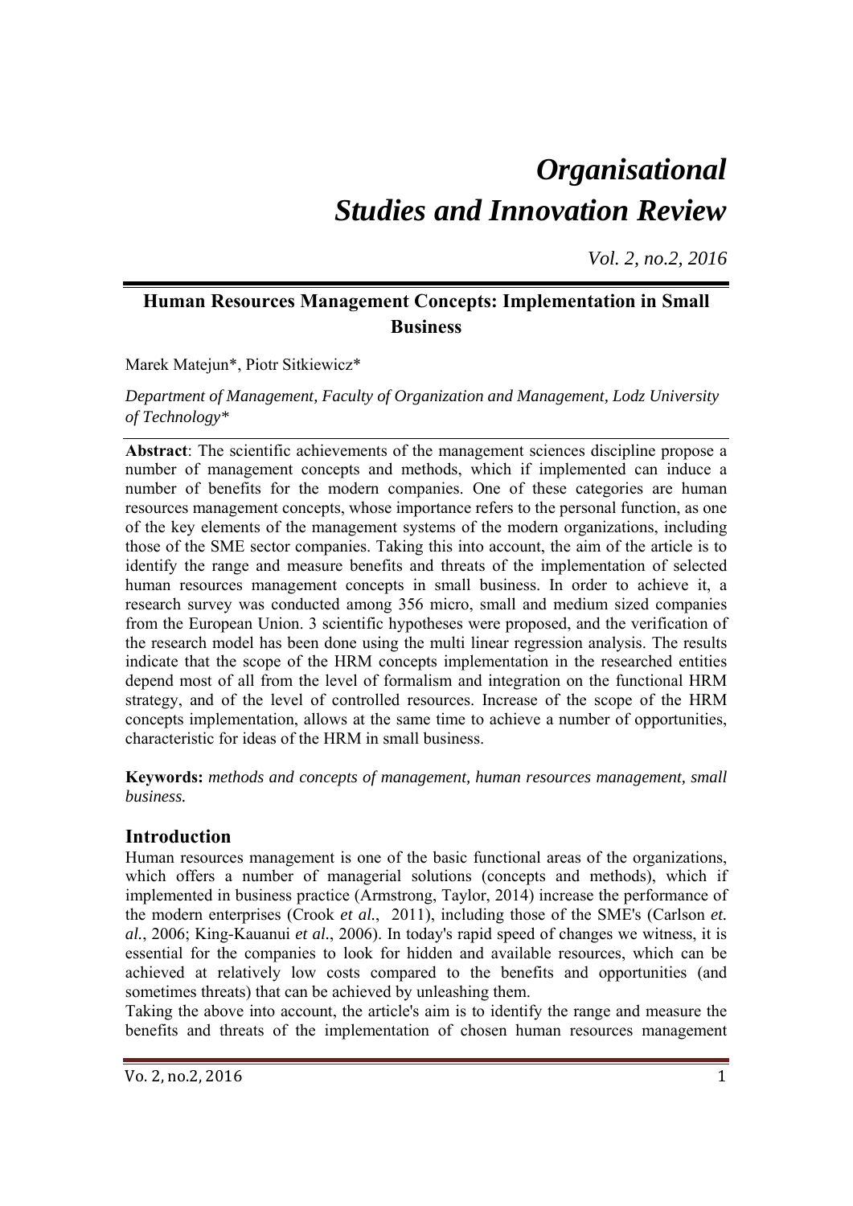# *Organisational Studies and Innovation Review*

*Vol. 2, no.2, 2016*

## Human Resources Management Concepts: Implementation in Small Business

Marek Matejun*, Piotr Sitkiewicz*

*Department of Management, Faculty of Organization and Management, Lodz University of Technology**

**Abstract**: The scientific achievements of the management sciences discipline propose a number of management concepts and methods, which if implemented can induce a number of benefits for the modern companies. One of these categories are human resources management concepts, whose importance refers to the personal function, as one of the key elements of the management systems of the modern organizations, including those of the SME sector companies. Taking this into account, the aim of the article is to identify the range and measure benefits and threats of the implementation of selected human resources management concepts in small business. In order to achieve it, a research survey was conducted among 356 micro, small and medium sized companies from the European Union. 3 scientific hypotheses were proposed, and the verification of the research model has been done using the multi linear regression analysis. The results indicate that the scope of the HRM concepts implementation in the researched entities depend most of all from the level of formalism and integration on the functional HRM strategy, and of the level of controlled resources. Increase of the scope of the HRM concepts implementation, allows at the same time to achieve a number of opportunities, characteristic for ideas of the HRM in small business.

**Keywords:** *methods and concepts of management, human resources management, small business.*

## Introduction

Human resources management is one of the basic functional areas of the organizations, which offers a number of managerial solutions (concepts and methods), which if implemented in business practice (Armstrong, Taylor, 2014) increase the performance of the modern enterprises (Crook *et al.*, 2011), including those of the SME's (Carlson *et. al.*, 2006; King-Kauanui *et al.*, 2006). In today's rapid speed of changes we witness, it is essential for the companies to look for hidden and available resources, which can be achieved at relatively low costs compared to the benefits and opportunities (and sometimes threats) that can be achieved by unleashing them.

Taking the above into account, the article's aim is to identify the range and measure the benefits and threats of the implementation of chosen human resources management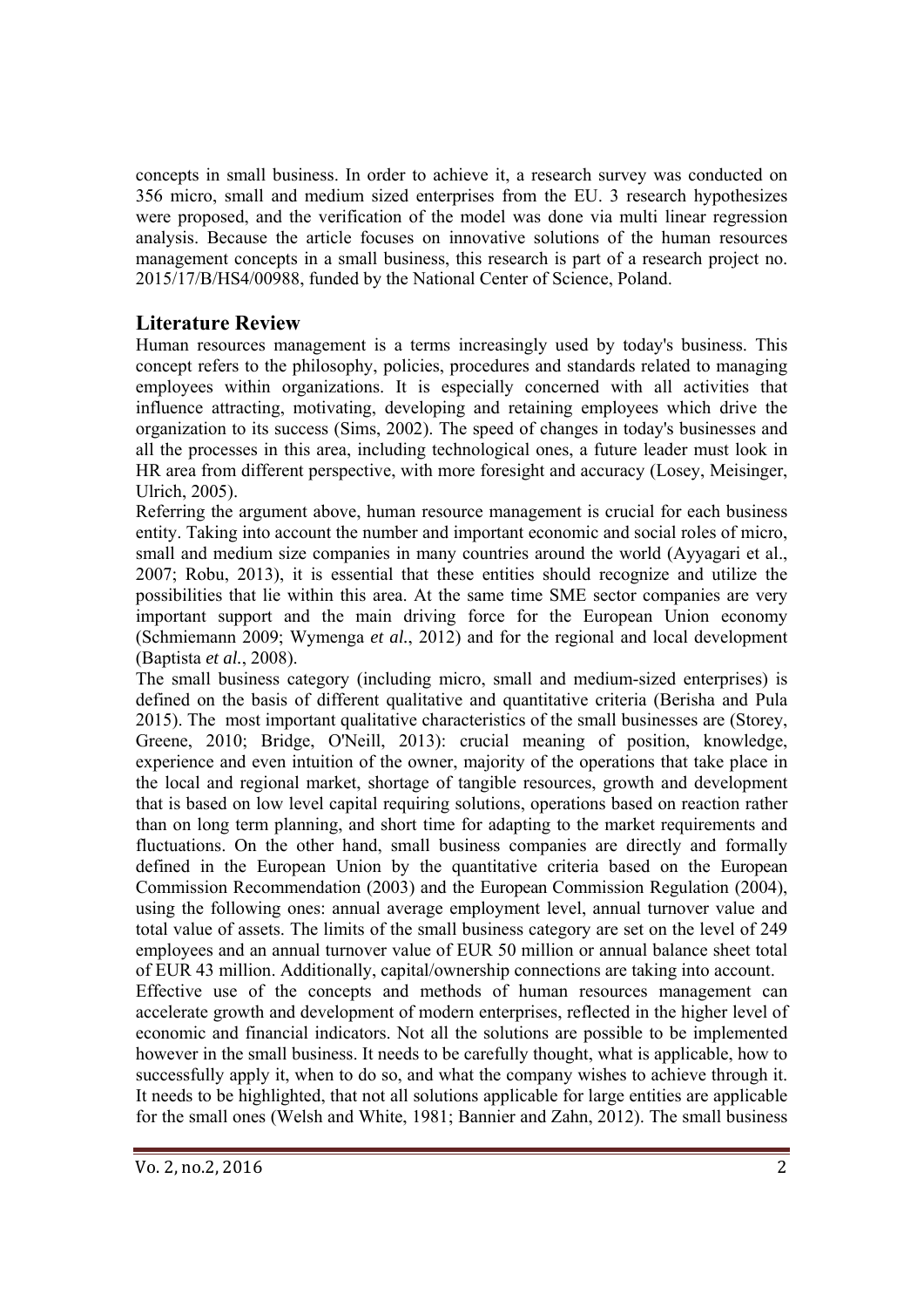concepts in small business. In order to achieve it, a research survey was conducted on 356 micro, small and medium sized enterprises from the EU. 3 research hypothesizes were proposed, and the verification of the model was done via multi linear regression analysis. Because the article focuses on innovative solutions of the human resources management concepts in a small business, this research is part of a research project no. 2015/17/B/HS4/00988, funded by the National Center of Science, Poland.

## Literature Review

Human resources management is a terms increasingly used by today's business. This concept refers to the philosophy, policies, procedures and standards related to managing employees within organizations. It is especially concerned with all activities that influence attracting, motivating, developing and retaining employees which drive the organization to its success (Sims, 2002). The speed of changes in today's businesses and all the processes in this area, including technological ones, a future leader must look in HR area from different perspective, with more foresight and accuracy (Losey, Meisinger, Ulrich, 2005).

Referring the argument above, human resource management is crucial for each business entity. Taking into account the number and important economic and social roles of micro, small and medium size companies in many countries around the world (Ayyagari et al., 2007; Robu, 2013), it is essential that these entities should recognize and utilize the possibilities that lie within this area. At the same time SME sector companies are very important support and the main driving force for the European Union economy (Schmiemann 2009; Wymenga *et al.*, 2012) and for the regional and local development (Baptista *et al.*, 2008).

The small business category (including micro, small and medium-sized enterprises) is defined on the basis of different qualitative and quantitative criteria (Berisha and Pula 2015). The most important qualitative characteristics of the small businesses are (Storey, Greene, 2010; Bridge, O'Neill, 2013): crucial meaning of position, knowledge, experience and even intuition of the owner, majority of the operations that take place in the local and regional market, shortage of tangible resources, growth and development that is based on low level capital requiring solutions, operations based on reaction rather than on long term planning, and short time for adapting to the market requirements and fluctuations. On the other hand, small business companies are directly and formally defined in the European Union by the quantitative criteria based on the European Commission Recommendation (2003) and the European Commission Regulation (2004), using the following ones: annual average employment level, annual turnover value and total value of assets. The limits of the small business category are set on the level of 249 employees and an annual turnover value of EUR 50 million or annual balance sheet total of EUR 43 million. Additionally, capital/ownership connections are taking into account.

Effective use of the concepts and methods of human resources management can accelerate growth and development of modern enterprises, reflected in the higher level of economic and financial indicators. Not all the solutions are possible to be implemented however in the small business. It needs to be carefully thought, what is applicable, how to successfully apply it, when to do so, and what the company wishes to achieve through it. It needs to be highlighted, that not all solutions applicable for large entities are applicable for the small ones (Welsh and White, 1981; Bannier and Zahn, 2012). The small business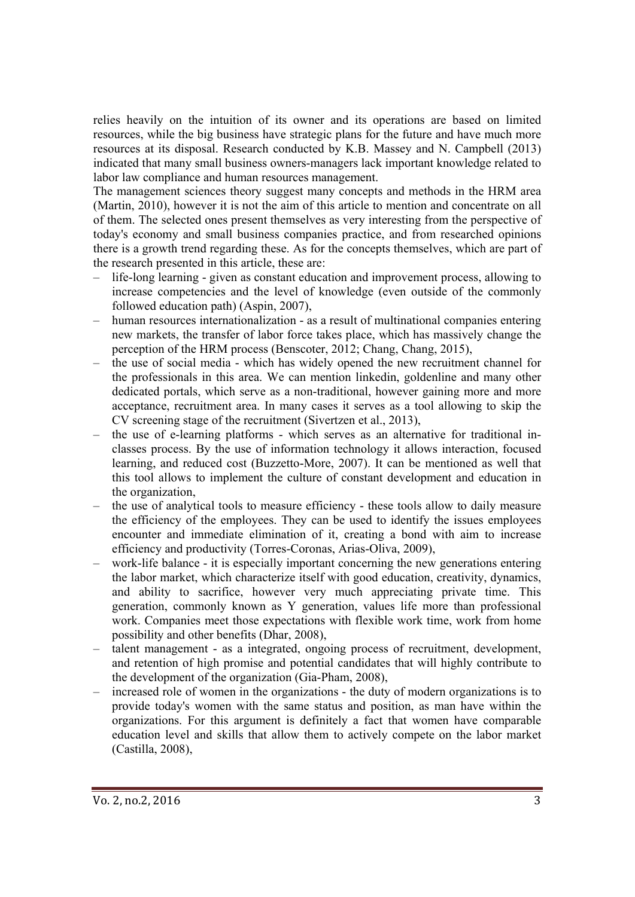relies heavily on the intuition of its owner and its operations are based on limited resources, while the big business have strategic plans for the future and have much more resources at its disposal. Research conducted by K.B. Massey and N. Campbell (2013) indicated that many small business owners-managers lack important knowledge related to labor law compliance and human resources management.

The management sciences theory suggest many concepts and methods in the HRM area (Martin, 2010), however it is not the aim of this article to mention and concentrate on all of them. The selected ones present themselves as very interesting from the perspective of today's economy and small business companies practice, and from researched opinions there is a growth trend regarding these. As for the concepts themselves, which are part of the research presented in this article, these are:

- life-long learning - given as constant education and improvement process, allowing to increase competencies and the level of knowledge (even outside of the commonly followed education path) (Aspin, 2007),
- human resources internationalization - as a result of multinational companies entering new markets, the transfer of labor force takes place, which has massively change the perception of the HRM process (Benscoter, 2012; Chang, Chang, 2015),
- the use of social media - which has widely opened the new recruitment channel for the professionals in this area. We can mention linkedin, goldenline and many other dedicated portals, which serve as a non-traditional, however gaining more and more acceptance, recruitment area. In many cases it serves as a tool allowing to skip the CV screening stage of the recruitment (Sivertzen et al., 2013),
- the use of e-learning platforms - which serves as an alternative for traditional in-classes process. By the use of information technology it allows interaction, focused learning, and reduced cost (Buzzetto-More, 2007). It can be mentioned as well that this tool allows to implement the culture of constant development and education in the organization,
- the use of analytical tools to measure efficiency - these tools allow to daily measure the efficiency of the employees. They can be used to identify the issues employees encounter and immediate elimination of it, creating a bond with aim to increase efficiency and productivity (Torres-Coronas, Arias-Oliva, 2009),
- work-life balance - it is especially important concerning the new generations entering the labor market, which characterize itself with good education, creativity, dynamics, and ability to sacrifice, however very much appreciating private time. This generation, commonly known as Y generation, values life more than professional work. Companies meet those expectations with flexible work time, work from home possibility and other benefits (Dhar, 2008),
- talent management - as a integrated, ongoing process of recruitment, development, and retention of high promise and potential candidates that will highly contribute to the development of the organization (Gia-Pham, 2008),
- increased role of women in the organizations - the duty of modern organizations is to provide today's women with the same status and position, as man have within the organizations. For this argument is definitely a fact that women have comparable education level and skills that allow them to actively compete on the labor market (Castilla, 2008),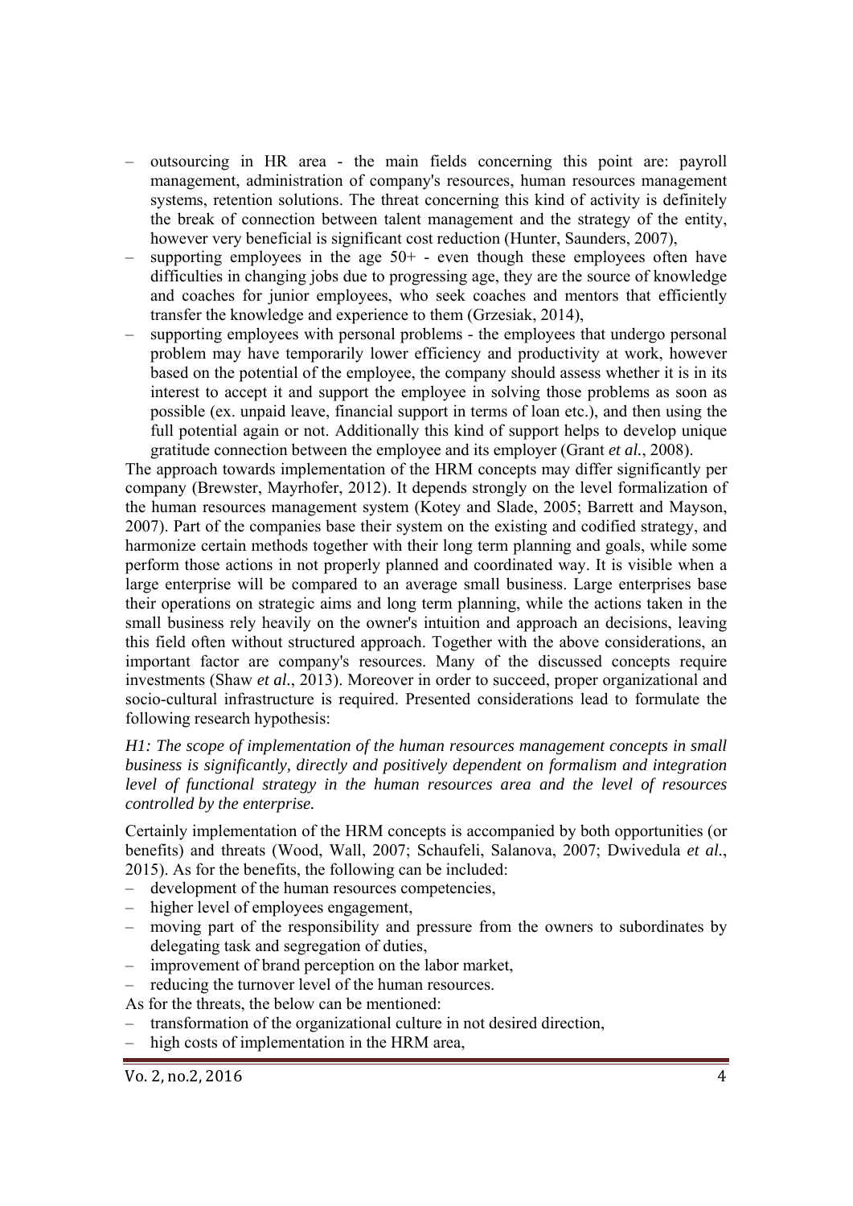- outsourcing in HR area - the main fields concerning this point are: payroll management, administration of company's resources, human resources management systems, retention solutions. The threat concerning this kind of activity is definitely the break of connection between talent management and the strategy of the entity, however very beneficial is significant cost reduction (Hunter, Saunders, 2007),
- supporting employees in the age 50+ - even though these employees often have difficulties in changing jobs due to progressing age, they are the source of knowledge and coaches for junior employees, who seek coaches and mentors that efficiently transfer the knowledge and experience to them (Grzesiak, 2014),
- supporting employees with personal problems - the employees that undergo personal problem may have temporarily lower efficiency and productivity at work, however based on the potential of the employee, the company should assess whether it is in its interest to accept it and support the employee in solving those problems as soon as possible (ex. unpaid leave, financial support in terms of loan etc.), and then using the full potential again or not. Additionally this kind of support helps to develop unique gratitude connection between the employee and its employer (Grant *et al.*, 2008).

The approach towards implementation of the HRM concepts may differ significantly per company (Brewster, Mayrhofer, 2012). It depends strongly on the level formalization of the human resources management system (Kotey and Slade, 2005; Barrett and Mayson, 2007). Part of the companies base their system on the existing and codified strategy, and harmonize certain methods together with their long term planning and goals, while some perform those actions in not properly planned and coordinated way. It is visible when a large enterprise will be compared to an average small business. Large enterprises base their operations on strategic aims and long term planning, while the actions taken in the small business rely heavily on the owner's intuition and approach an decisions, leaving this field often without structured approach. Together with the above considerations, an important factor are company's resources. Many of the discussed concepts require investments (Shaw *et al.*, 2013). Moreover in order to succeed, proper organizational and socio-cultural infrastructure is required. Presented considerations lead to formulate the following research hypothesis:

*H1: The scope of implementation of the human resources management concepts in small business is significantly, directly and positively dependent on formalism and integration level of functional strategy in the human resources area and the level of resources controlled by the enterprise.*

Certainly implementation of the HRM concepts is accompanied by both opportunities (or benefits) and threats (Wood, Wall, 2007; Schaufeli, Salanova, 2007; Dwivedula *et al.*, 2015). As for the benefits, the following can be included:

- development of the human resources competencies,
- higher level of employees engagement,
- moving part of the responsibility and pressure from the owners to subordinates by delegating task and segregation of duties,
- improvement of brand perception on the labor market,
- reducing the turnover level of the human resources.

As for the threats, the below can be mentioned:

- transformation of the organizational culture in not desired direction,
- high costs of implementation in the HRM area,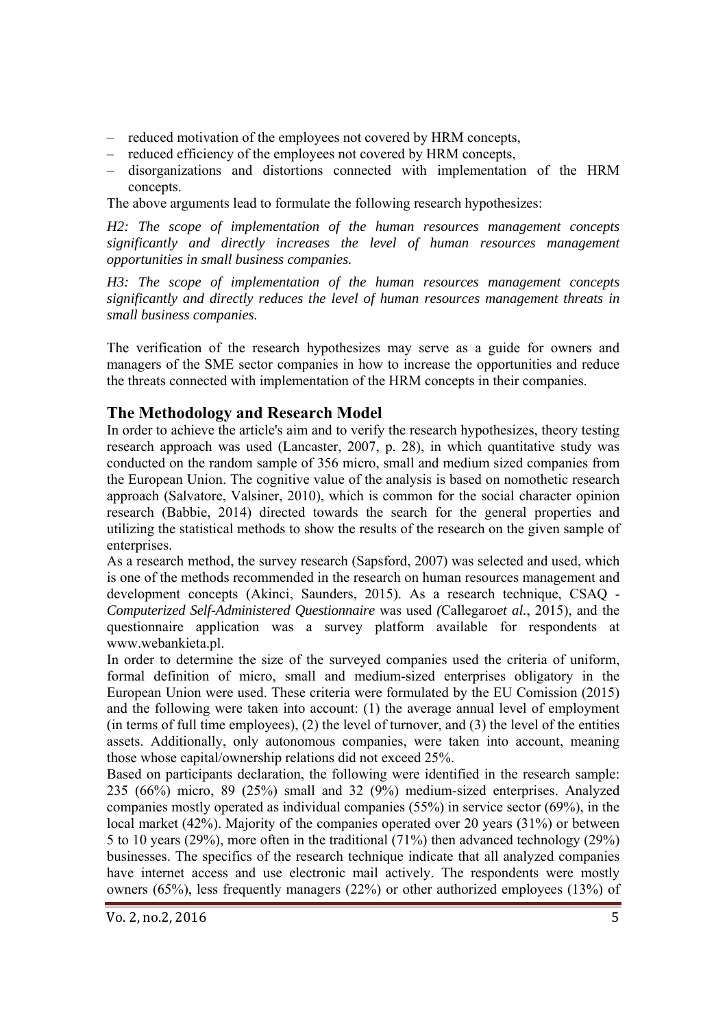- reduced motivation of the employees not covered by HRM concepts,
- reduced efficiency of the employees not covered by HRM concepts,
- disorganizations and distortions connected with implementation of the HRM concepts.

The above arguments lead to formulate the following research hypothesizes:

*H2: The scope of implementation of the human resources management concepts significantly and directly increases the level of human resources management opportunities in small business companies.*

*H3: The scope of implementation of the human resources management concepts significantly and directly reduces the level of human resources management threats in small business companies.*

The verification of the research hypothesizes may serve as a guide for owners and managers of the SME sector companies in how to increase the opportunities and reduce the threats connected with implementation of the HRM concepts in their companies.

## The Methodology and Research Model

In order to achieve the article's aim and to verify the research hypothesizes, theory testing research approach was used (Lancaster, 2007, p. 28), in which quantitative study was conducted on the random sample of 356 micro, small and medium sized companies from the European Union. The cognitive value of the analysis is based on nomothetic research approach (Salvatore, Valsiner, 2010), which is common for the social character opinion research (Babbie, 2014) directed towards the search for the general properties and utilizing the statistical methods to show the results of the research on the given sample of enterprises.

As a research method, the survey research (Sapsford, 2007) was selected and used, which is one of the methods recommended in the research on human resources management and development concepts (Akinci, Saunders, 2015). As a research technique, CSAQ - *Computerized Self-Administered Questionnaire* was used *(*Callegaro*et al.*, 2015), and the questionnaire application was a survey platform available for respondents at www.webankieta.pl.

In order to determine the size of the surveyed companies used the criteria of uniform, formal definition of micro, small and medium-sized enterprises obligatory in the European Union were used. These criteria were formulated by the EU Comission (2015) and the following were taken into account: (1) the average annual level of employment (in terms of full time employees), (2) the level of turnover, and (3) the level of the entities assets. Additionally, only autonomous companies, were taken into account, meaning those whose capital/ownership relations did not exceed 25%.

Based on participants declaration, the following were identified in the research sample: 235 (66%) micro, 89 (25%) small and 32 (9%) medium-sized enterprises. Analyzed companies mostly operated as individual companies (55%) in service sector (69%), in the local market (42%). Majority of the companies operated over 20 years (31%) or between 5 to 10 years (29%), more often in the traditional (71%) then advanced technology (29%) businesses. The specifics of the research technique indicate that all analyzed companies have internet access and use electronic mail actively. The respondents were mostly owners (65%), less frequently managers (22%) or other authorized employees (13%) of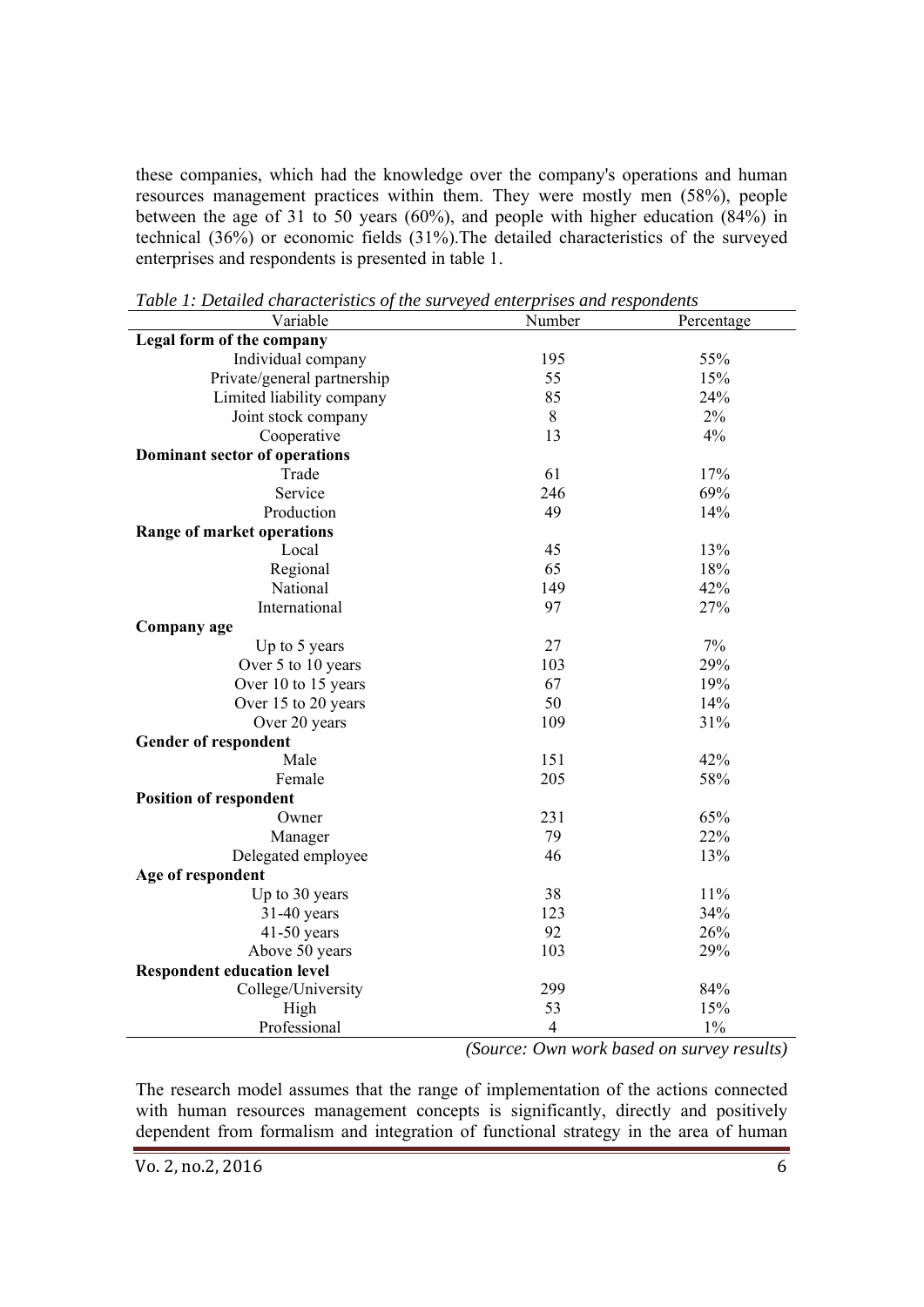these companies, which had the knowledge over the company's operations and human resources management practices within them. They were mostly men (58%), people between the age of 31 to 50 years (60%), and people with higher education (84%) in technical (36%) or economic fields (31%).The detailed characteristics of the surveyed enterprises and respondents is presented in table 1.

*Table 1: Detailed characteristics of the surveyed enterprises and respondents*

| Variable | Number | Percentage |
|---|---|---|
| **Legal form of the company** | | |
| Individual company | 195 | 55% |
| Private/general partnership | 55 | 15% |
| Limited liability company | 85 | 24% |
| Joint stock company | 8 | 2% |
| Cooperative | 13 | 4% |
| **Dominant sector of operations** | | |
| Trade | 61 | 17% |
| Service | 246 | 69% |
| Production | 49 | 14% |
| **Range of market operations** | | |
| Local | 45 | 13% |
| Regional | 65 | 18% |
| National | 149 | 42% |
| International | 97 | 27% |
| **Company age** | | |
| Up to 5 years | 27 | 7% |
| Over 5 to 10 years | 103 | 29% |
| Over 10 to 15 years | 67 | 19% |
| Over 15 to 20 years | 50 | 14% |
| Over 20 years | 109 | 31% |
| **Gender of respondent** | | |
| Male | 151 | 42% |
| Female | 205 | 58% |
| **Position of respondent** | | |
| Owner | 231 | 65% |
| Manager | 79 | 22% |
| Delegated employee | 46 | 13% |
| **Age of respondent** | | |
| Up to 30 years | 38 | 11% |
| 31-40 years | 123 | 34% |
| 41-50 years | 92 | 26% |
| Above 50 years | 103 | 29% |
| **Respondent education level** | | |
| College/University | 299 | 84% |
| High | 53 | 15% |
| Professional | 4 | 1% |

*(Source: Own work based on survey results)*

The research model assumes that the range of implementation of the actions connected with human resources management concepts is significantly, directly and positively dependent from formalism and integration of functional strategy in the area of human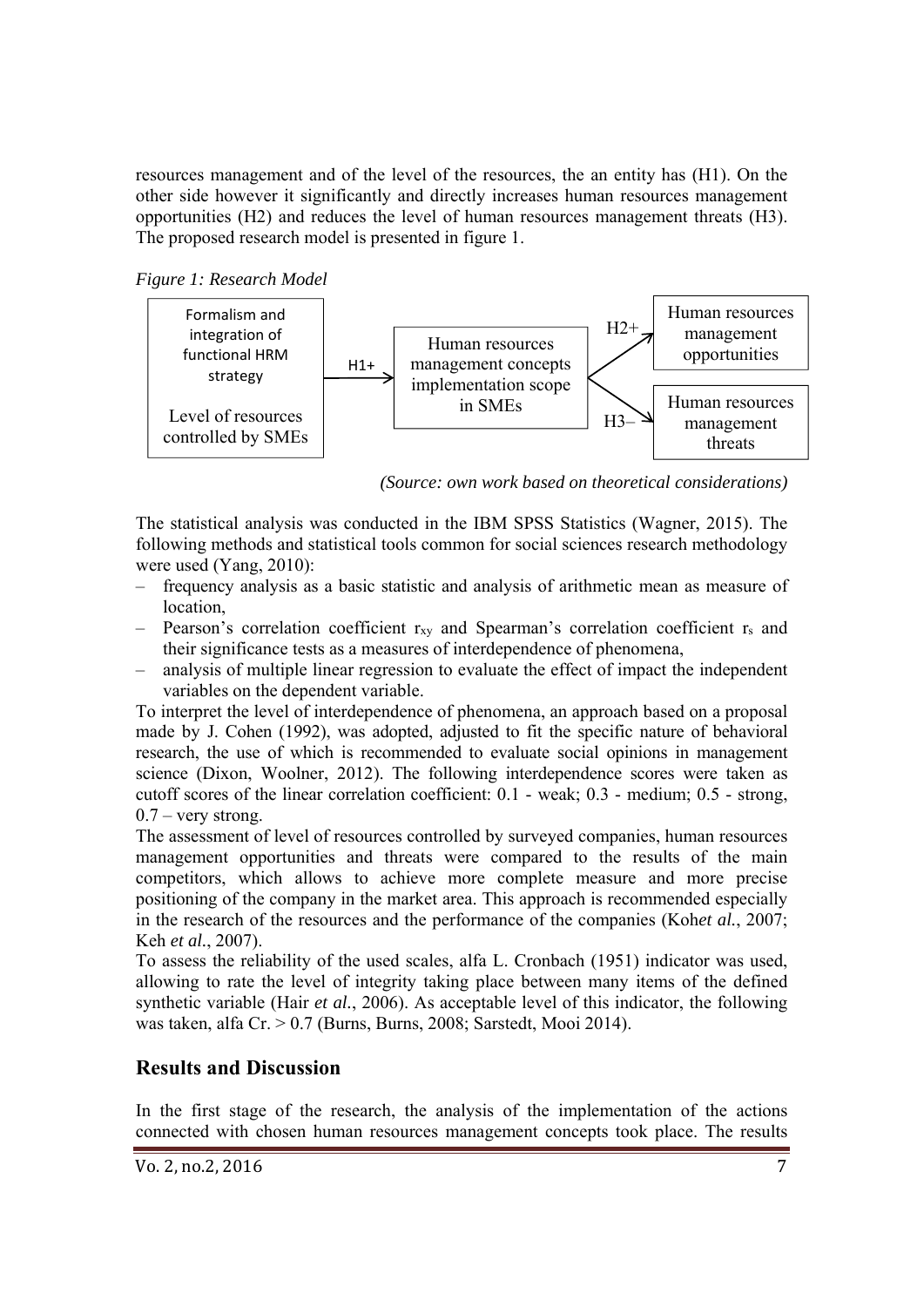resources management and of the level of the resources, the an entity has (H1). On the other side however it significantly and directly increases human resources management opportunities (H2) and reduces the level of human resources management threats (H3). The proposed research model is presented in figure 1.

*Figure 1: Research Model*

Formalism and integration of functional HRM strategy

Level of resources controlled by SMEs

H1+

Human resources management concepts implementation scope in SMEs

H2+

Human resources management opportunities

H3–

Human resources management threats

*(Source: own work based on theoretical considerations)*

The statistical analysis was conducted in the IBM SPSS Statistics (Wagner, 2015). The following methods and statistical tools common for social sciences research methodology were used (Yang, 2010):

- frequency analysis as a basic statistic and analysis of arithmetic mean as measure of location,
- Pearson's correlation coefficient $r_{xy}$ and Spearman's correlation coefficient $r_s$ and their significance tests as a measures of interdependence of phenomena,
- analysis of multiple linear regression to evaluate the effect of impact the independent variables on the dependent variable.

To interpret the level of interdependence of phenomena, an approach based on a proposal made by J. Cohen (1992), was adopted, adjusted to fit the specific nature of behavioral research, the use of which is recommended to evaluate social opinions in management science (Dixon, Woolner, 2012). The following interdependence scores were taken as cutoff scores of the linear correlation coefficient: 0.1 - weak; 0.3 - medium; 0.5 - strong, 0.7 – very strong.

The assessment of level of resources controlled by surveyed companies, human resources management opportunities and threats were compared to the results of the main competitors, which allows to achieve more complete measure and more precise positioning of the company in the market area. This approach is recommended especially in the research of the resources and the performance of the companies (Koh*et al.*, 2007; Keh *et al.*, 2007).

To assess the reliability of the used scales, alfa L. Cronbach (1951) indicator was used, allowing to rate the level of integrity taking place between many items of the defined synthetic variable (Hair *et al.*, 2006). As acceptable level of this indicator, the following was taken, alfa Cr. > 0.7 (Burns, Burns, 2008; Sarstedt, Mooi 2014).

## Results and Discussion

In the first stage of the research, the analysis of the implementation of the actions connected with chosen human resources management concepts took place. The results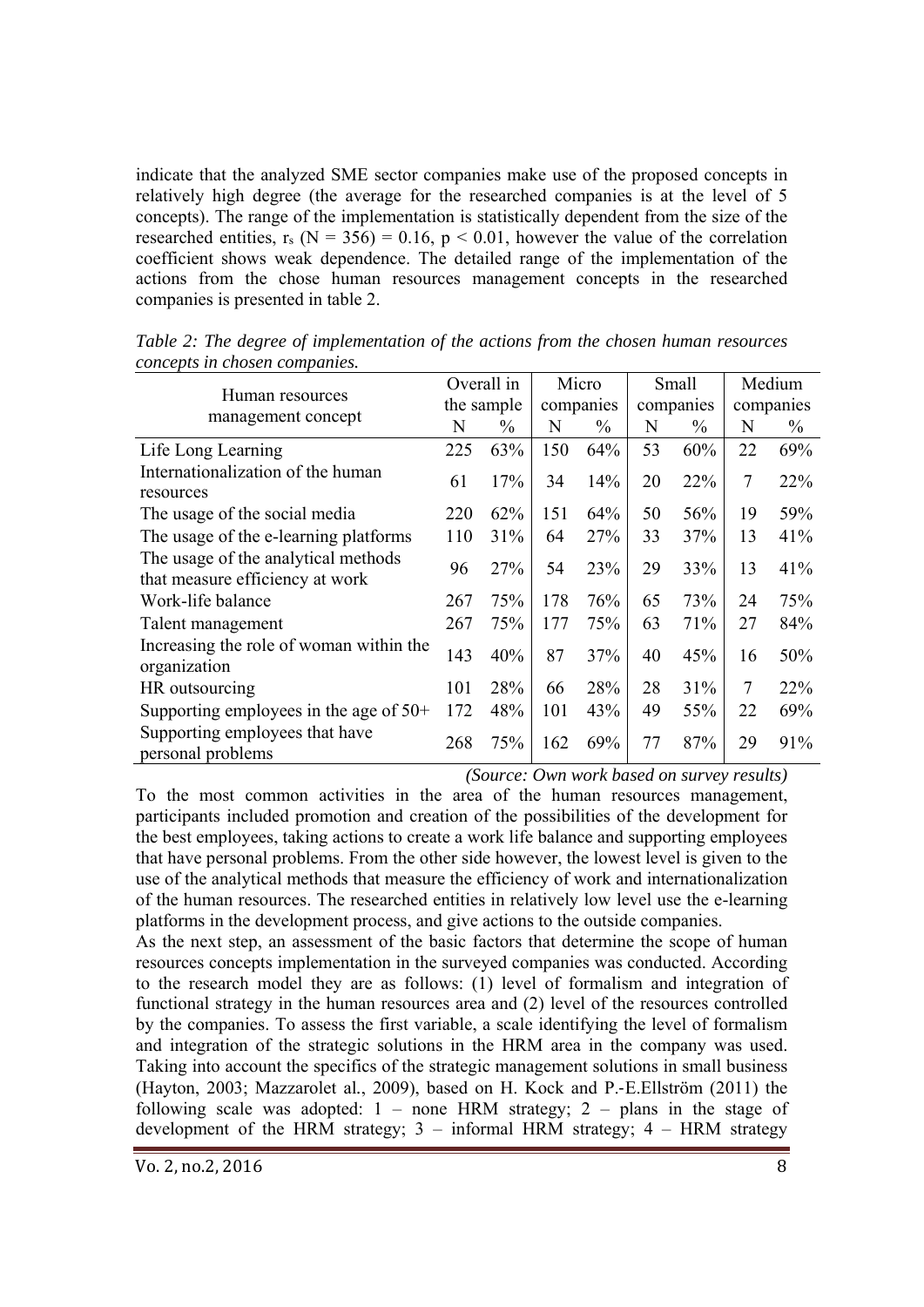indicate that the analyzed SME sector companies make use of the proposed concepts in relatively high degree (the average for the researched companies is at the level of 5 concepts). The range of the implementation is statistically dependent from the size of the researched entities, $r_s$ (N = 356) = 0.16, $p < 0.01$, however the value of the correlation coefficient shows weak dependence. The detailed range of the implementation of the actions from the chose human resources management concepts in the researched companies is presented in table 2.

*Table 2: The degree of implementation of the actions from the chosen human resources concepts in chosen companies.*

| Human resources management concept | Overall in the sample | | Micro companies | | Small companies | | Medium companies | |
|---|---|---|---|---|---|---|---|---|
| | N | % | N | % | N | % | N | % |
| Life Long Learning | 225 | 63% | 150 | 64% | 53 | 60% | 22 | 69% |
| Internationalization of the human resources | 61 | 17% | 34 | 14% | 20 | 22% | 7 | 22% |
| The usage of the social media | 220 | 62% | 151 | 64% | 50 | 56% | 19 | 59% |
| The usage of the e-learning platforms | 110 | 31% | 64 | 27% | 33 | 37% | 13 | 41% |
| The usage of the analytical methods that measure efficiency at work | 96 | 27% | 54 | 23% | 29 | 33% | 13 | 41% |
| Work-life balance | 267 | 75% | 178 | 76% | 65 | 73% | 24 | 75% |
| Talent management | 267 | 75% | 177 | 75% | 63 | 71% | 27 | 84% |
| Increasing the role of woman within the organization | 143 | 40% | 87 | 37% | 40 | 45% | 16 | 50% |
| HR outsourcing | 101 | 28% | 66 | 28% | 28 | 31% | 7 | 22% |
| Supporting employees in the age of 50+ | 172 | 48% | 101 | 43% | 49 | 55% | 22 | 69% |
| Supporting employees that have personal problems | 268 | 75% | 162 | 69% | 77 | 87% | 29 | 91% |

*(Source: Own work based on survey results)*

To the most common activities in the area of the human resources management, participants included promotion and creation of the possibilities of the development for the best employees, taking actions to create a work life balance and supporting employees that have personal problems. From the other side however, the lowest level is given to the use of the analytical methods that measure the efficiency of work and internationalization of the human resources. The researched entities in relatively low level use the e-learning platforms in the development process, and give actions to the outside companies.

As the next step, an assessment of the basic factors that determine the scope of human resources concepts implementation in the surveyed companies was conducted. According to the research model they are as follows: (1) level of formalism and integration of functional strategy in the human resources area and (2) level of the resources controlled by the companies. To assess the first variable, a scale identifying the level of formalism and integration of the strategic solutions in the HRM area in the company was used. Taking into account the specifics of the strategic management solutions in small business (Hayton, 2003; Mazzarolet al., 2009), based on H. Kock and P.-E.Ellström (2011) the following scale was adopted: 1 – none HRM strategy; 2 – plans in the stage of development of the HRM strategy; 3 – informal HRM strategy; 4 – HRM strategy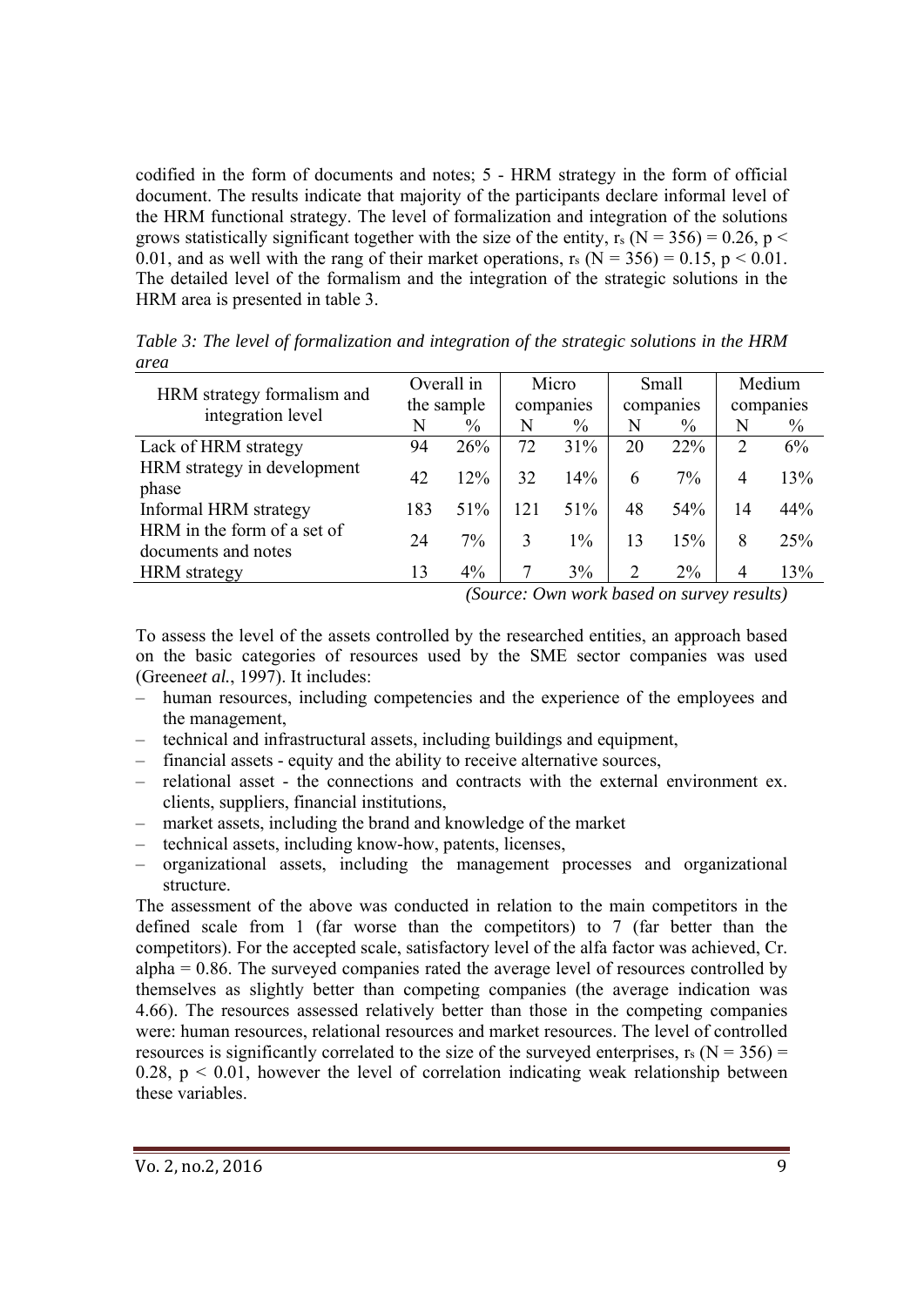codified in the form of documents and notes; 5 - HRM strategy in the form of official document. The results indicate that majority of the participants declare informal level of the HRM functional strategy. The level of formalization and integration of the solutions grows statistically significant together with the size of the entity, $r_s$ $(N = 356) = 0.26$, $p < 0.01$, and as well with the rang of their market operations, $r_s$ $(N = 356) = 0.15$, $p < 0.01$. The detailed level of the formalism and the integration of the strategic solutions in the HRM area is presented in table 3.

*Table 3: The level of formalization and integration of the strategic solutions in the HRM area*

| HRM strategy formalism and integration level | Overall in the sample | | Micro companies | | Small companies | | Medium companies | |
|---|---|---|---|---|---|---|---|---|
| | N | % | N | % | N | % | N | % |
| Lack of HRM strategy | 94 | 26% | 72 | 31% | 20 | 22% | 2 | 6% |
| HRM strategy in development phase | 42 | 12% | 32 | 14% | 6 | 7% | 4 | 13% |
| Informal HRM strategy | 183 | 51% | 121 | 51% | 48 | 54% | 14 | 44% |
| HRM in the form of a set of documents and notes | 24 | 7% | 3 | 1% | 13 | 15% | 8 | 25% |
| HRM strategy | 13 | 4% | 7 | 3% | 2 | 2% | 4 | 13% |

*(Source: Own work based on survey results)*

To assess the level of the assets controlled by the researched entities, an approach based on the basic categories of resources used by the SME sector companies was used (Greene*et al.*, 1997). It includes:

- human resources, including competencies and the experience of the employees and the management,
- technical and infrastructural assets, including buildings and equipment,
- financial assets - equity and the ability to receive alternative sources,
- relational asset - the connections and contracts with the external environment ex. clients, suppliers, financial institutions,
- market assets, including the brand and knowledge of the market
- technical assets, including know-how, patents, licenses,
- organizational assets, including the management processes and organizational structure.

The assessment of the above was conducted in relation to the main competitors in the defined scale from 1 (far worse than the competitors) to 7 (far better than the competitors). For the accepted scale, satisfactory level of the alfa factor was achieved, Cr. alpha = 0.86. The surveyed companies rated the average level of resources controlled by themselves as slightly better than competing companies (the average indication was 4.66). The resources assessed relatively better than those in the competing companies were: human resources, relational resources and market resources. The level of controlled resources is significantly correlated to the size of the surveyed enterprises, $r_s$ $(N = 356) = 0.28$, $p < 0.01$, however the level of correlation indicating weak relationship between these variables.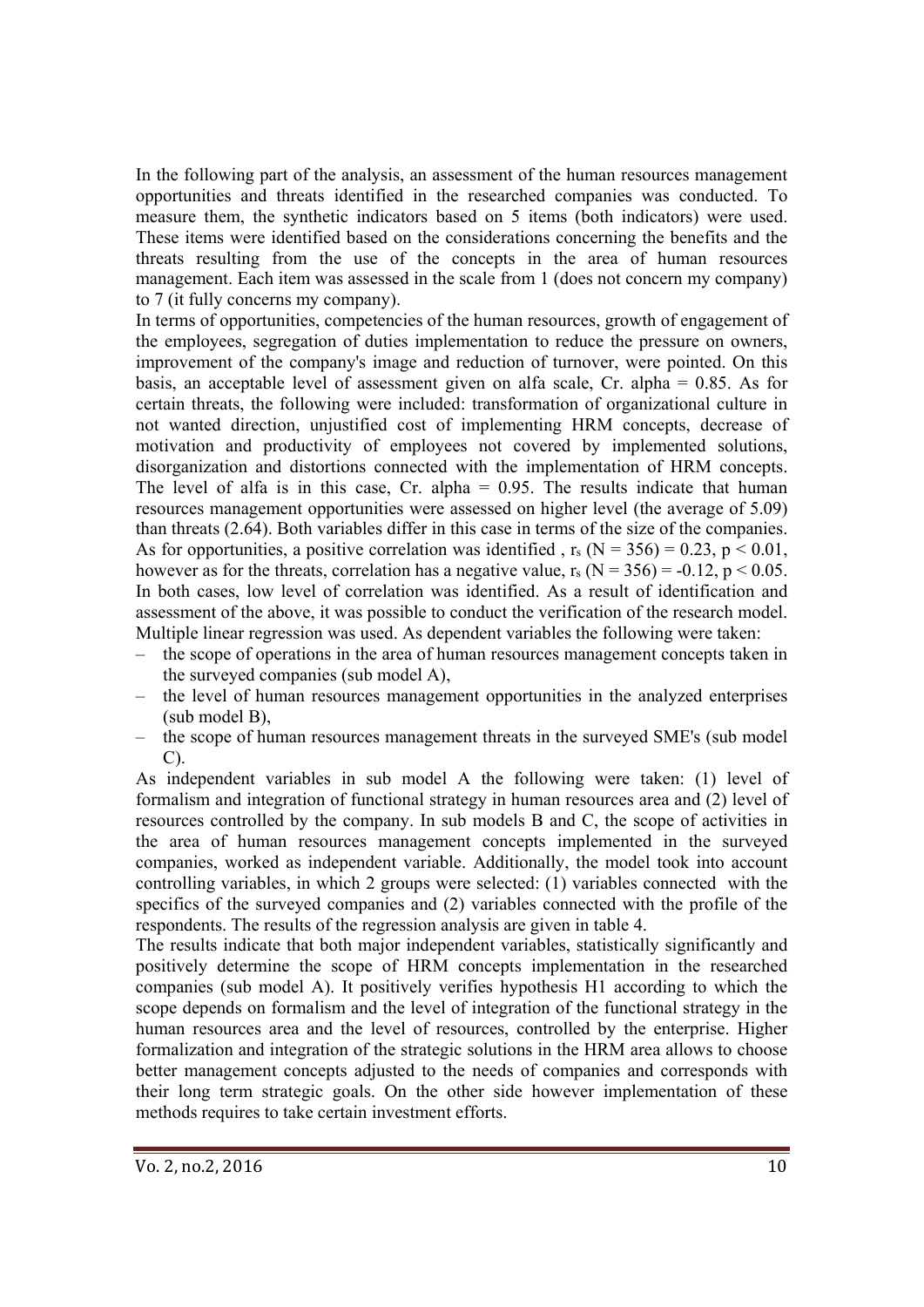In the following part of the analysis, an assessment of the human resources management opportunities and threats identified in the researched companies was conducted. To measure them, the synthetic indicators based on 5 items (both indicators) were used. These items were identified based on the considerations concerning the benefits and the threats resulting from the use of the concepts in the area of human resources management. Each item was assessed in the scale from 1 (does not concern my company) to 7 (it fully concerns my company).

In terms of opportunities, competencies of the human resources, growth of engagement of the employees, segregation of duties implementation to reduce the pressure on owners, improvement of the company's image and reduction of turnover, were pointed. On this basis, an acceptable level of assessment given on alfa scale, Cr. alpha = 0.85. As for certain threats, the following were included: transformation of organizational culture in not wanted direction, unjustified cost of implementing HRM concepts, decrease of motivation and productivity of employees not covered by implemented solutions, disorganization and distortions connected with the implementation of HRM concepts. The level of alfa is in this case, Cr. alpha = 0.95. The results indicate that human resources management opportunities were assessed on higher level (the average of 5.09) than threats (2.64). Both variables differ in this case in terms of the size of the companies. As for opportunities, a positive correlation was identified , $r_s$ (N = 356) = 0.23, $p < 0.01$, however as for the threats, correlation has a negative value, $r_s$ (N = 356) = -0.12, $p < 0.05$. In both cases, low level of correlation was identified. As a result of identification and assessment of the above, it was possible to conduct the verification of the research model. Multiple linear regression was used. As dependent variables the following were taken:

– the scope of operations in the area of human resources management concepts taken in the surveyed companies (sub model A),
– the level of human resources management opportunities in the analyzed enterprises (sub model B),
– the scope of human resources management threats in the surveyed SME's (sub model C).

As independent variables in sub model A the following were taken: (1) level of formalism and integration of functional strategy in human resources area and (2) level of resources controlled by the company. In sub models B and C, the scope of activities in the area of human resources management concepts implemented in the surveyed companies, worked as independent variable. Additionally, the model took into account controlling variables, in which 2 groups were selected: (1) variables connected with the specifics of the surveyed companies and (2) variables connected with the profile of the respondents. The results of the regression analysis are given in table 4.

The results indicate that both major independent variables, statistically significantly and positively determine the scope of HRM concepts implementation in the researched companies (sub model A). It positively verifies hypothesis H1 according to which the scope depends on formalism and the level of integration of the functional strategy in the human resources area and the level of resources, controlled by the enterprise. Higher formalization and integration of the strategic solutions in the HRM area allows to choose better management concepts adjusted to the needs of companies and corresponds with their long term strategic goals. On the other side however implementation of these methods requires to take certain investment efforts.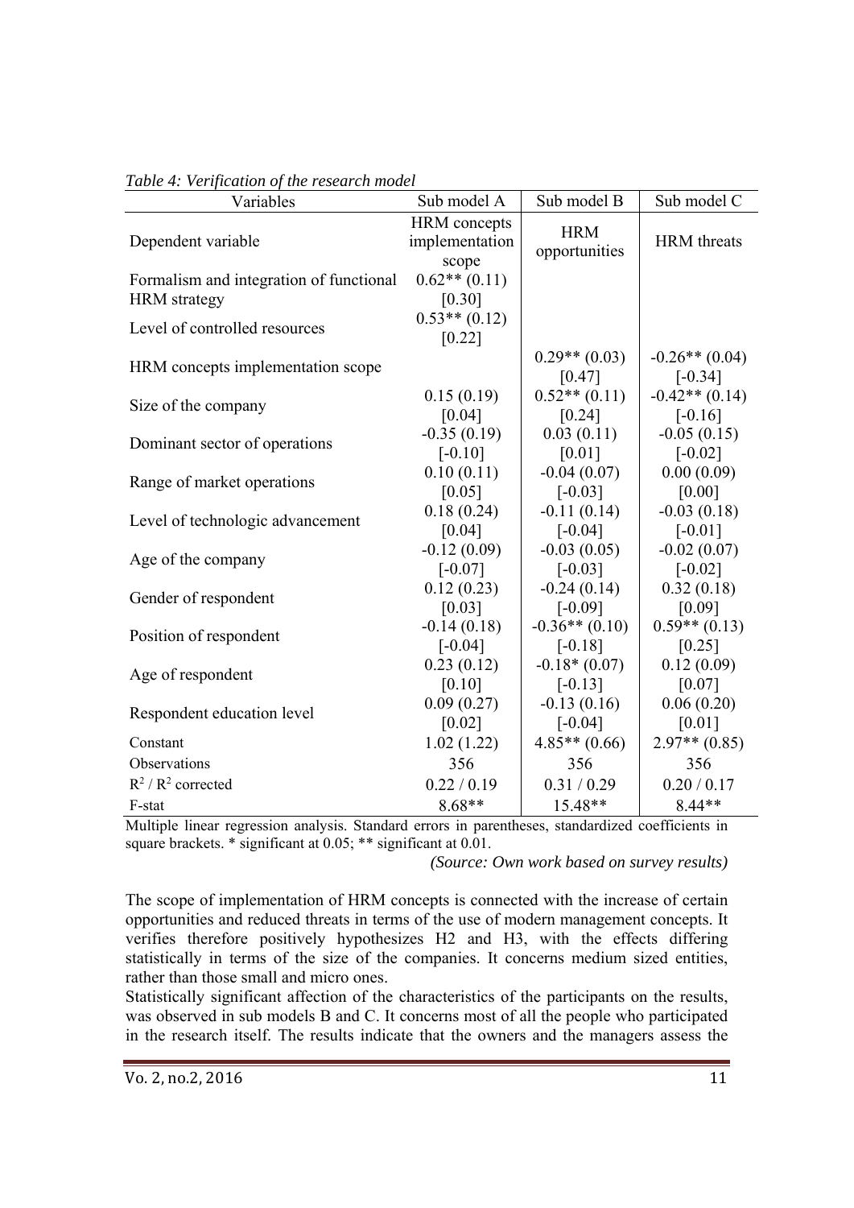*Table 4: Verification of the research model*

| Variables | Sub model A | Sub model B | Sub model C |
|---|---|---|---|
| Dependent variable | HRM concepts implementation scope | HRM opportunities | HRM threats |
| Formalism and integration of functional HRM strategy | 0.62** (0.11) [0.30] | | |
| Level of controlled resources | 0.53** (0.12) [0.22] | | |
| HRM concepts implementation scope | | 0.29** (0.03) [0.47] | -0.26** (0.04) [-0.34] |
| Size of the company | 0.15 (0.19) [0.04] | 0.52** (0.11) [0.24] | -0.42** (0.14) [-0.16] |
| Dominant sector of operations | -0.35 (0.19) [-0.10] | 0.03 (0.11) [0.01] | -0.05 (0.15) [-0.02] |
| Range of market operations | 0.10 (0.11) [0.05] | -0.04 (0.07) [-0.03] | 0.00 (0.09) [0.00] |
| Level of technologic advancement | 0.18 (0.24) [0.04] | -0.11 (0.14) [-0.04] | -0.03 (0.18) [-0.01] |
| Age of the company | -0.12 (0.09) [-0.07] | -0.03 (0.05) [-0.03] | -0.02 (0.07) [-0.02] |
| Gender of respondent | 0.12 (0.23) [0.03] | -0.24 (0.14) [-0.09] | 0.32 (0.18) [0.09] |
| Position of respondent | -0.14 (0.18) [-0.04] | -0.36** (0.10) [-0.18] | 0.59** (0.13) [0.25] |
| Age of respondent | 0.23 (0.12) [0.10] | -0.18* (0.07) [-0.13] | 0.12 (0.09) [0.07] |
| Respondent education level | 0.09 (0.27) [0.02] | -0.13 (0.16) [-0.04] | 0.06 (0.20) [0.01] |
| Constant | 1.02 (1.22) | 4.85** (0.66) | 2.97** (0.85) |
| Observations | 356 | 356 | 356 |
| $R^2$ / $R^2$ corrected | 0.22 / 0.19 | 0.31 / 0.29 | 0.20 / 0.17 |
| F-stat | 8.68** | 15.48** | 8.44** |

Multiple linear regression analysis. Standard errors in parentheses, standardized coefficients in square brackets. * significant at 0.05; ** significant at 0.01.

*(Source: Own work based on survey results)*

The scope of implementation of HRM concepts is connected with the increase of certain opportunities and reduced threats in terms of the use of modern management concepts. It verifies therefore positively hypothesizes H2 and H3, with the effects differing statistically in terms of the size of the companies. It concerns medium sized entities, rather than those small and micro ones.

Statistically significant affection of the characteristics of the participants on the results, was observed in sub models B and C. It concerns most of all the people who participated in the research itself. The results indicate that the owners and the managers assess the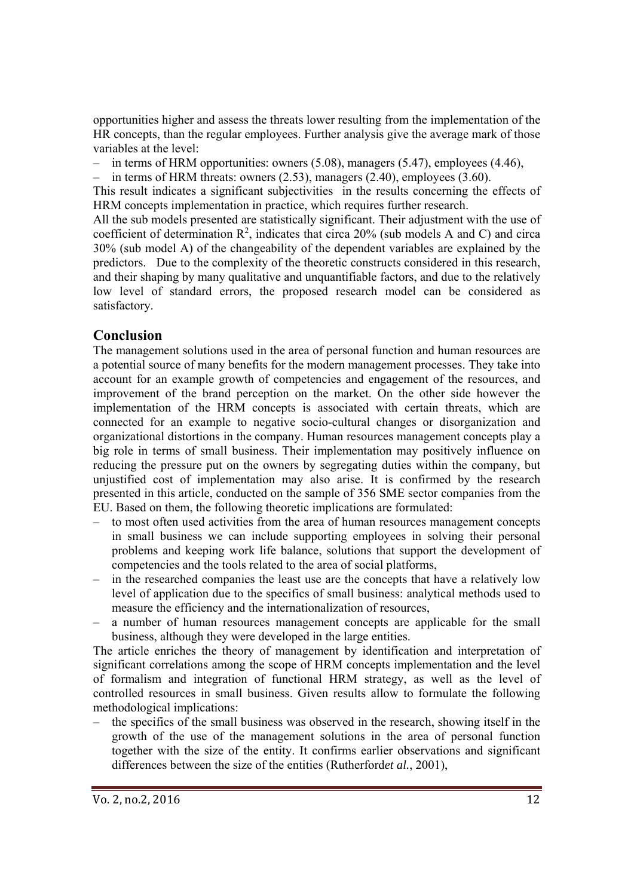opportunities higher and assess the threats lower resulting from the implementation of the HR concepts, than the regular employees. Further analysis give the average mark of those variables at the level:

– in terms of HRM opportunities: owners (5.08), managers (5.47), employees (4.46),
– in terms of HRM threats: owners (2.53), managers (2.40), employees (3.60).

This result indicates a significant subjectivities in the results concerning the effects of HRM concepts implementation in practice, which requires further research.

All the sub models presented are statistically significant. Their adjustment with the use of coefficient of determination $R^2$, indicates that circa 20% (sub models A and C) and circa 30% (sub model A) of the changeability of the dependent variables are explained by the predictors. Due to the complexity of the theoretic constructs considered in this research, and their shaping by many qualitative and unquantifiable factors, and due to the relatively low level of standard errors, the proposed research model can be considered as satisfactory.

## Conclusion

The management solutions used in the area of personal function and human resources are a potential source of many benefits for the modern management processes. They take into account for an example growth of competencies and engagement of the resources, and improvement of the brand perception on the market. On the other side however the implementation of the HRM concepts is associated with certain threats, which are connected for an example to negative socio-cultural changes or disorganization and organizational distortions in the company. Human resources management concepts play a big role in terms of small business. Their implementation may positively influence on reducing the pressure put on the owners by segregating duties within the company, but unjustified cost of implementation may also arise. It is confirmed by the research presented in this article, conducted on the sample of 356 SME sector companies from the EU. Based on them, the following theoretic implications are formulated:

– to most often used activities from the area of human resources management concepts in small business we can include supporting employees in solving their personal problems and keeping work life balance, solutions that support the development of competencies and the tools related to the area of social platforms,
– in the researched companies the least use are the concepts that have a relatively low level of application due to the specifics of small business: analytical methods used to measure the efficiency and the internationalization of resources,
– a number of human resources management concepts are applicable for the small business, although they were developed in the large entities.

The article enriches the theory of management by identification and interpretation of significant correlations among the scope of HRM concepts implementation and the level of formalism and integration of functional HRM strategy, as well as the level of controlled resources in small business. Given results allow to formulate the following methodological implications:

– the specifics of the small business was observed in the research, showing itself in the growth of the use of the management solutions in the area of personal function together with the size of the entity. It confirms earlier observations and significant differences between the size of the entities (Rutherford*et al.*, 2001),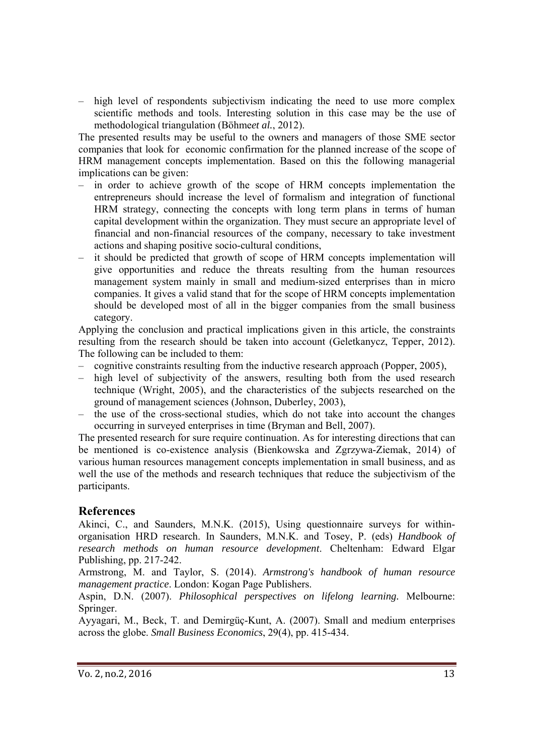- high level of respondents subjectivism indicating the need to use more complex scientific methods and tools. Interesting solution in this case may be the use of methodological triangulation (Böhme*et al.*, 2012).

The presented results may be useful to the owners and managers of those SME sector companies that look for economic confirmation for the planned increase of the scope of HRM management concepts implementation. Based on this the following managerial implications can be given:

- in order to achieve growth of the scope of HRM concepts implementation the entrepreneurs should increase the level of formalism and integration of functional HRM strategy, connecting the concepts with long term plans in terms of human capital development within the organization. They must secure an appropriate level of financial and non-financial resources of the company, necessary to take investment actions and shaping positive socio-cultural conditions,
- it should be predicted that growth of scope of HRM concepts implementation will give opportunities and reduce the threats resulting from the human resources management system mainly in small and medium-sized enterprises than in micro companies. It gives a valid stand that for the scope of HRM concepts implementation should be developed most of all in the bigger companies from the small business category.

Applying the conclusion and practical implications given in this article, the constraints resulting from the research should be taken into account (Geletkanycz, Tepper, 2012). The following can be included to them:

- cognitive constraints resulting from the inductive research approach (Popper, 2005),
- high level of subjectivity of the answers, resulting both from the used research technique (Wright, 2005), and the characteristics of the subjects researched on the ground of management sciences (Johnson, Duberley, 2003),
- the use of the cross-sectional studies, which do not take into account the changes occurring in surveyed enterprises in time (Bryman and Bell, 2007).

The presented research for sure require continuation. As for interesting directions that can be mentioned is co-existence analysis (Bienkowska and Zgrzywa-Ziemak, 2014) of various human resources management concepts implementation in small business, and as well the use of the methods and research techniques that reduce the subjectivism of the participants.

## References

Akinci, C., and Saunders, M.N.K. (2015), Using questionnaire surveys for within-organisation HRD research. In Saunders, M.N.K. and Tosey, P. (eds) *Handbook of research methods on human resource development*. Cheltenham: Edward Elgar Publishing, pp. 217-242.

Armstrong, M. and Taylor, S. (2014). *Armstrong's handbook of human resource management practice*. London: Kogan Page Publishers.

Aspin, D.N. (2007). *Philosophical perspectives on lifelong learning*. Melbourne: Springer.

Ayyagari, M., Beck, T. and Demirgüç-Kunt, A. (2007). Small and medium enterprises across the globe. *Small Business Economics*, 29(4), pp. 415-434.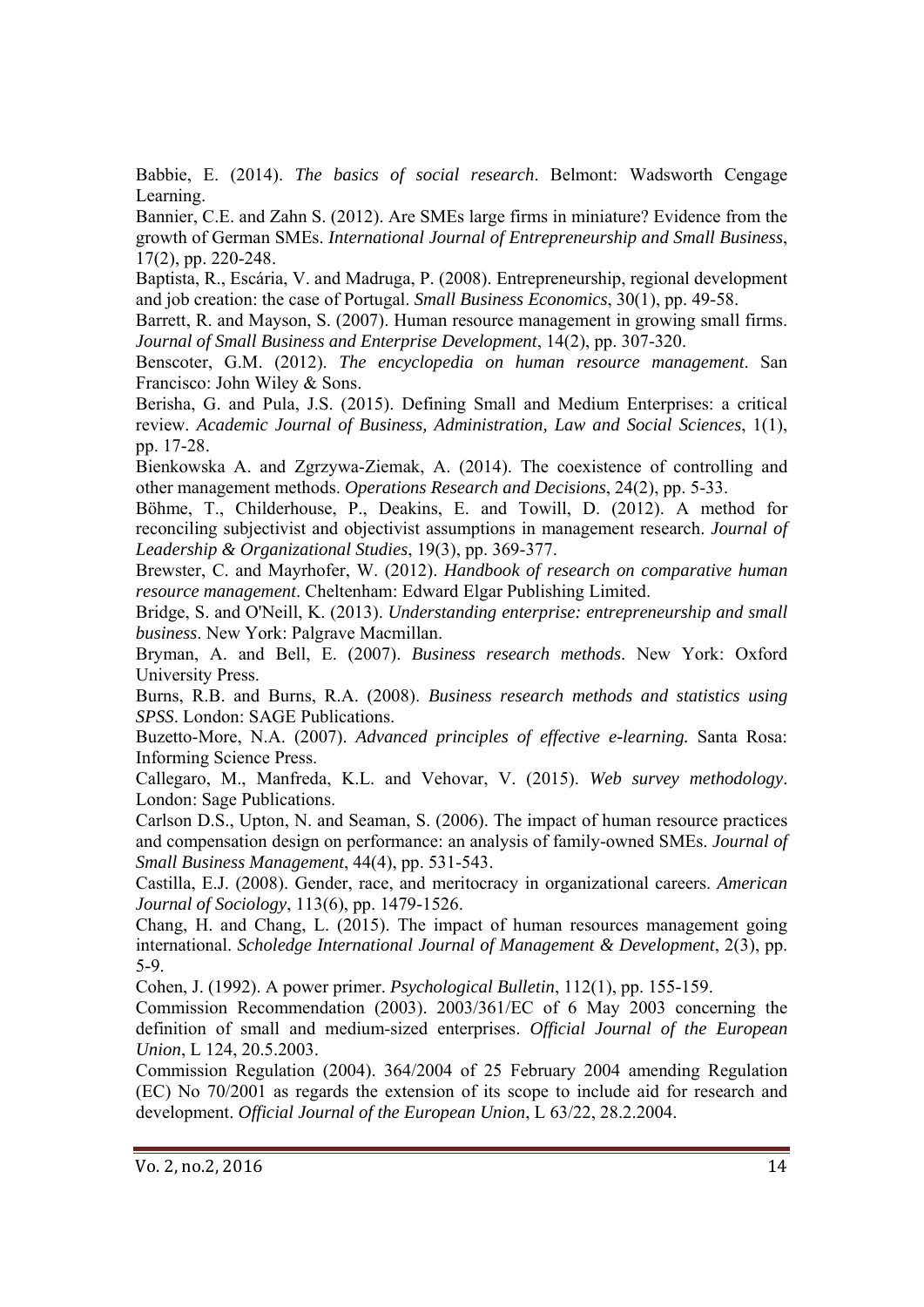Babbie, E. (2014). *The basics of social research*. Belmont: Wadsworth Cengage Learning.

Bannier, C.E. and Zahn S. (2012). Are SMEs large firms in miniature? Evidence from the growth of German SMEs. *International Journal of Entrepreneurship and Small Business*, 17(2), pp. 220-248.

Baptista, R., Escária, V. and Madruga, P. (2008). Entrepreneurship, regional development and job creation: the case of Portugal. *Small Business Economics*, 30(1), pp. 49-58.

Barrett, R. and Mayson, S. (2007). Human resource management in growing small firms. *Journal of Small Business and Enterprise Development*, 14(2), pp. 307-320.

Benscoter, G.M. (2012). *The encyclopedia on human resource management*. San Francisco: John Wiley & Sons.

Berisha, G. and Pula, J.S. (2015). Defining Small and Medium Enterprises: a critical review. *Academic Journal of Business, Administration, Law and Social Sciences*, 1(1), pp. 17-28.

Bienkowska A. and Zgrzywa-Ziemak, A. (2014). The coexistence of controlling and other management methods. *Operations Research and Decisions*, 24(2), pp. 5-33.

Böhme, T., Childerhouse, P., Deakins, E. and Towill, D. (2012). A method for reconciling subjectivist and objectivist assumptions in management research. *Journal of Leadership & Organizational Studies*, 19(3), pp. 369-377.

Brewster, C. and Mayrhofer, W. (2012). *Handbook of research on comparative human resource management*. Cheltenham: Edward Elgar Publishing Limited.

Bridge, S. and O'Neill, K. (2013). *Understanding enterprise: entrepreneurship and small business*. New York: Palgrave Macmillan.

Bryman, A. and Bell, E. (2007). *Business research methods*. New York: Oxford University Press.

Burns, R.B. and Burns, R.A. (2008). *Business research methods and statistics using SPSS*. London: SAGE Publications.

Buzetto-More, N.A. (2007). *Advanced principles of effective e-learning.* Santa Rosa: Informing Science Press.

Callegaro, M., Manfreda, K.L. and Vehovar, V. (2015). *Web survey methodology*. London: Sage Publications.

Carlson D.S., Upton, N. and Seaman, S. (2006). The impact of human resource practices and compensation design on performance: an analysis of family-owned SMEs. *Journal of Small Business Management*, 44(4), pp. 531-543.

Castilla, E.J. (2008). Gender, race, and meritocracy in organizational careers. *American Journal of Sociology*, 113(6), pp. 1479-1526.

Chang, H. and Chang, L. (2015). The impact of human resources management going international. *Scholedge International Journal of Management & Development*, 2(3), pp. 5-9.

Cohen, J. (1992). A power primer. *Psychological Bulletin*, 112(1), pp. 155-159.

Commission Recommendation (2003). 2003/361/EC of 6 May 2003 concerning the definition of small and medium-sized enterprises. *Official Journal of the European Union*, L 124, 20.5.2003.

Commission Regulation (2004). 364/2004 of 25 February 2004 amending Regulation (EC) No 70/2001 as regards the extension of its scope to include aid for research and development. *Official Journal of the European Union*, L 63/22, 28.2.2004.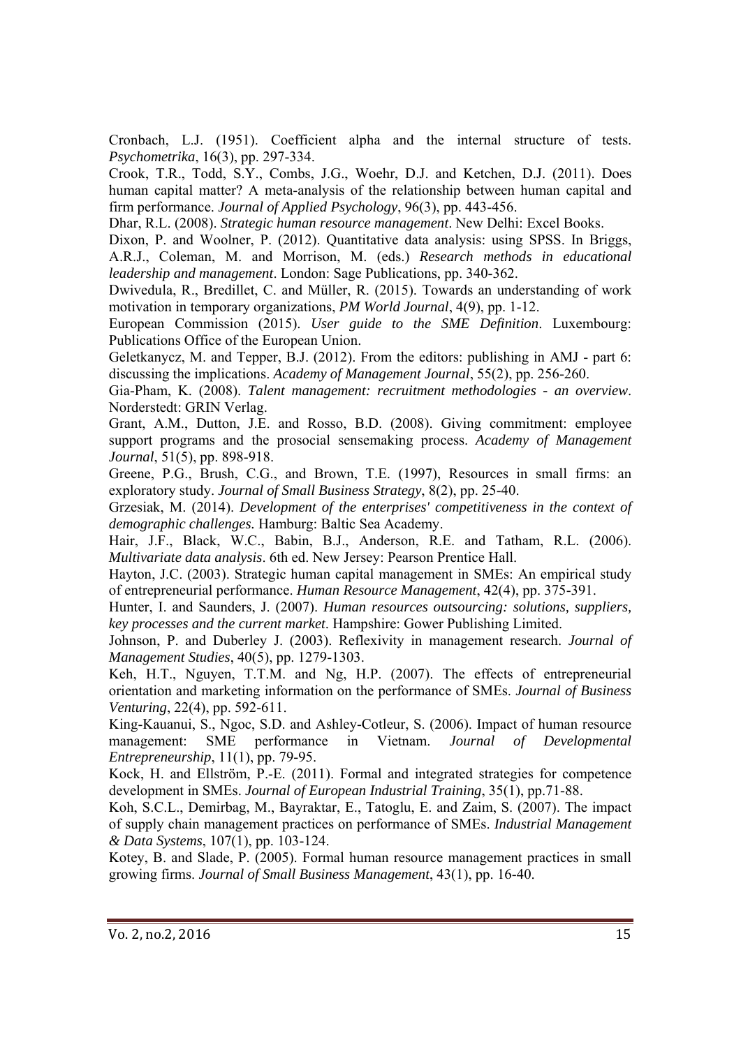Cronbach, L.J. (1951). Coefficient alpha and the internal structure of tests. *Psychometrika*, 16(3), pp. 297-334.

Crook, T.R., Todd, S.Y., Combs, J.G., Woehr, D.J. and Ketchen, D.J. (2011). Does human capital matter? A meta-analysis of the relationship between human capital and firm performance. *Journal of Applied Psychology*, 96(3), pp. 443-456.

Dhar, R.L. (2008). *Strategic human resource management*. New Delhi: Excel Books.

Dixon, P. and Woolner, P. (2012). Quantitative data analysis: using SPSS. In Briggs, A.R.J., Coleman, M. and Morrison, M. (eds.) *Research methods in educational leadership and management*. London: Sage Publications, pp. 340-362.

Dwivedula, R., Bredillet, C. and Müller, R. (2015). Towards an understanding of work motivation in temporary organizations, *PM World Journal*, 4(9), pp. 1-12.

European Commission (2015). *User guide to the SME Definition*. Luxembourg: Publications Office of the European Union.

Geletkanycz, M. and Tepper, B.J. (2012). From the editors: publishing in AMJ - part 6: discussing the implications. *Academy of Management Journal*, 55(2), pp. 256-260.

Gia-Pham, K. (2008). *Talent management: recruitment methodologies - an overview*. Norderstedt: GRIN Verlag.

Grant, A.M., Dutton, J.E. and Rosso, B.D. (2008). Giving commitment: employee support programs and the prosocial sensemaking process. *Academy of Management Journal*, 51(5), pp. 898-918.

Greene, P.G., Brush, C.G., and Brown, T.E. (1997), Resources in small firms: an exploratory study. *Journal of Small Business Strategy*, 8(2), pp. 25-40.

Grzesiak, M. (2014). *Development of the enterprises' competitiveness in the context of demographic challenges*. Hamburg: Baltic Sea Academy.

Hair, J.F., Black, W.C., Babin, B.J., Anderson, R.E. and Tatham, R.L. (2006). *Multivariate data analysis*. 6th ed. New Jersey: Pearson Prentice Hall.

Hayton, J.C. (2003). Strategic human capital management in SMEs: An empirical study of entrepreneurial performance. *Human Resource Management*, 42(4), pp. 375-391.

Hunter, I. and Saunders, J. (2007). *Human resources outsourcing: solutions, suppliers, key processes and the current market*. Hampshire: Gower Publishing Limited.

Johnson, P. and Duberley J. (2003). Reflexivity in management research. *Journal of Management Studies*, 40(5), pp. 1279-1303.

Keh, H.T., Nguyen, T.T.M. and Ng, H.P. (2007). The effects of entrepreneurial orientation and marketing information on the performance of SMEs. *Journal of Business Venturing*, 22(4), pp. 592-611.

King-Kauanui, S., Ngoc, S.D. and Ashley-Cotleur, S. (2006). Impact of human resource management: SME performance in Vietnam. *Journal of Developmental Entrepreneurship*, 11(1), pp. 79-95.

Kock, H. and Ellström, P.-E. (2011). Formal and integrated strategies for competence development in SMEs. *Journal of European Industrial Training*, 35(1), pp.71-88.

Koh, S.C.L., Demirbag, M., Bayraktar, E., Tatoglu, E. and Zaim, S. (2007). The impact of supply chain management practices on performance of SMEs. *Industrial Management & Data Systems*, 107(1), pp. 103-124.

Kotey, B. and Slade, P. (2005). Formal human resource management practices in small growing firms. *Journal of Small Business Management*, 43(1), pp. 16-40.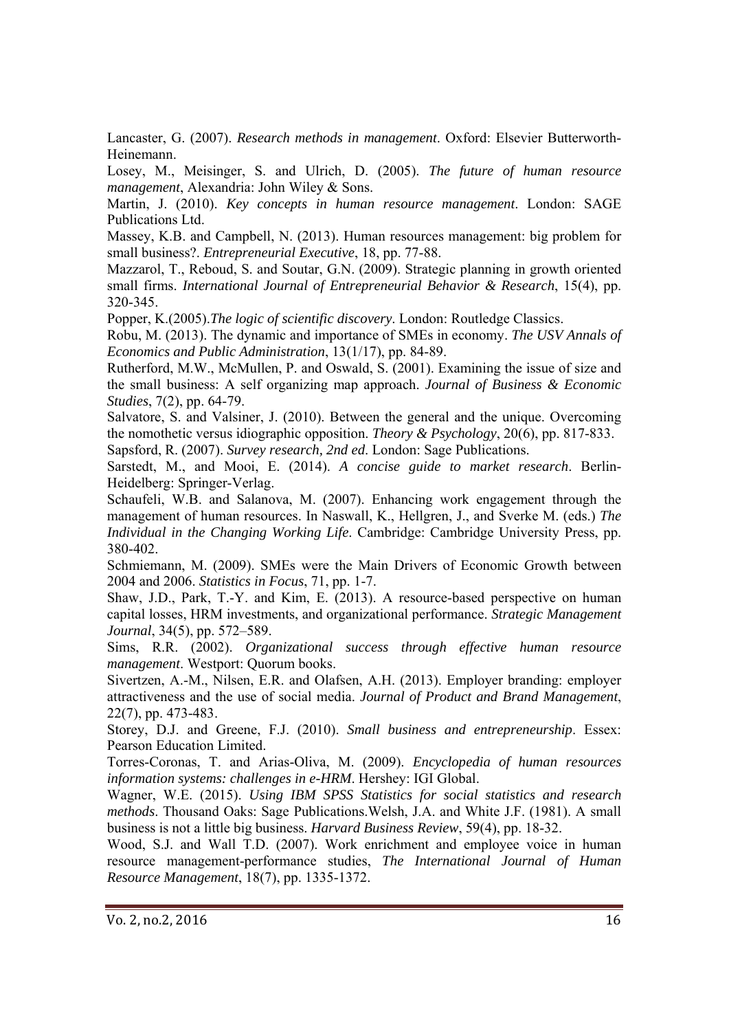Lancaster, G. (2007). *Research methods in management*. Oxford: Elsevier Butterworth-Heinemann.

Losey, M., Meisinger, S. and Ulrich, D. (2005). *The future of human resource management*, Alexandria: John Wiley & Sons.

Martin, J. (2010). *Key concepts in human resource management*. London: SAGE Publications Ltd.

Massey, K.B. and Campbell, N. (2013). Human resources management: big problem for small business?. *Entrepreneurial Executive*, 18, pp. 77-88.

Mazzarol, T., Reboud, S. and Soutar, G.N. (2009). Strategic planning in growth oriented small firms. *International Journal of Entrepreneurial Behavior & Research*, 15(4), pp. 320-345.

Popper, K.(2005).*The logic of scientific discovery*. London: Routledge Classics.

Robu, M. (2013). The dynamic and importance of SMEs in economy. *The USV Annals of Economics and Public Administration*, 13(1/17), pp. 84-89.

Rutherford, M.W., McMullen, P. and Oswald, S. (2001). Examining the issue of size and the small business: A self organizing map approach. *Journal of Business & Economic Studies*, 7(2), pp. 64-79.

Salvatore, S. and Valsiner, J. (2010). Between the general and the unique. Overcoming the nomothetic versus idiographic opposition. *Theory & Psychology*, 20(6), pp. 817-833.

Sapsford, R. (2007). *Survey research, 2nd ed*. London: Sage Publications.

Sarstedt, M., and Mooi, E. (2014). *A concise guide to market research*. Berlin-Heidelberg: Springer-Verlag.

Schaufeli, W.B. and Salanova, M. (2007). Enhancing work engagement through the management of human resources. In Naswall, K., Hellgren, J., and Sverke M. (eds.) *The Individual in the Changing Working Life*. Cambridge: Cambridge University Press, pp. 380-402.

Schmiemann, M. (2009). SMEs were the Main Drivers of Economic Growth between 2004 and 2006. *Statistics in Focus*, 71, pp. 1-7.

Shaw, J.D., Park, T.-Y. and Kim, E. (2013). A resource-based perspective on human capital losses, HRM investments, and organizational performance. *Strategic Management Journal*, 34(5), pp. 572–589.

Sims, R.R. (2002). *Organizational success through effective human resource management*. Westport: Quorum books.

Sivertzen, A.-M., Nilsen, E.R. and Olafsen, A.H. (2013). Employer branding: employer attractiveness and the use of social media. *Journal of Product and Brand Management*, 22(7), pp. 473-483.

Storey, D.J. and Greene, F.J. (2010). *Small business and entrepreneurship*. Essex: Pearson Education Limited.

Torres-Coronas, T. and Arias-Oliva, M. (2009). *Encyclopedia of human resources information systems: challenges in e-HRM*. Hershey: IGI Global.

Wagner, W.E. (2015). *Using IBM SPSS Statistics for social statistics and research methods*. Thousand Oaks: Sage Publications.Welsh, J.A. and White J.F. (1981). A small business is not a little big business. *Harvard Business Review*, 59(4), pp. 18-32.

Wood, S.J. and Wall T.D. (2007). Work enrichment and employee voice in human resource management-performance studies, *The International Journal of Human Resource Management*, 18(7), pp. 1335-1372.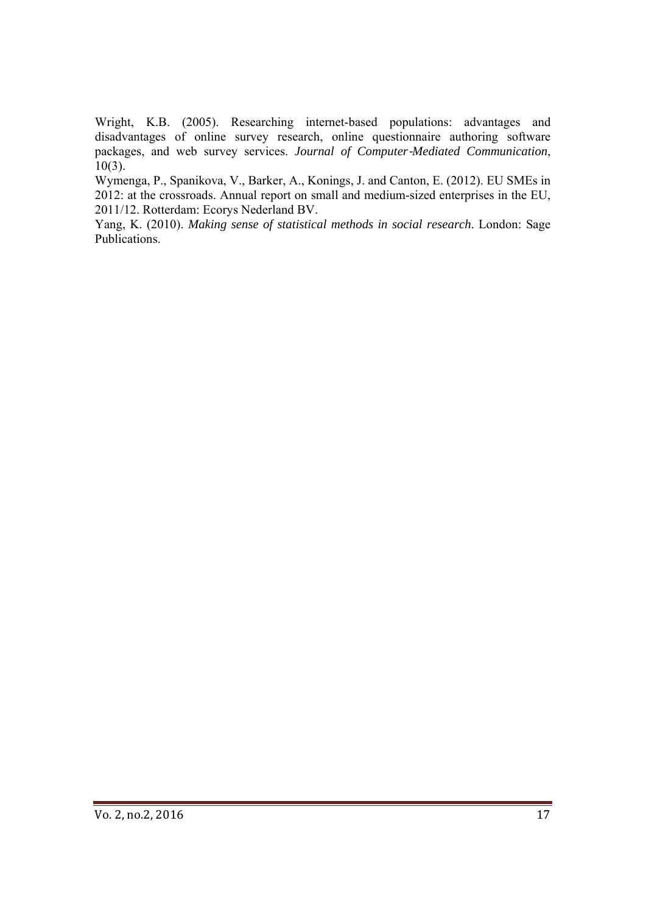Wright, K.B. (2005). Researching internet-based populations: advantages and disadvantages of online survey research, online questionnaire authoring software packages, and web survey services. *Journal of Computer-Mediated Communication*, 10(3).

Wymenga, P., Spanikova, V., Barker, A., Konings, J. and Canton, E. (2012). EU SMEs in 2012: at the crossroads. Annual report on small and medium-sized enterprises in the EU, 2011/12. Rotterdam: Ecorys Nederland BV.

Yang, K. (2010). *Making sense of statistical methods in social research*. London: Sage Publications.